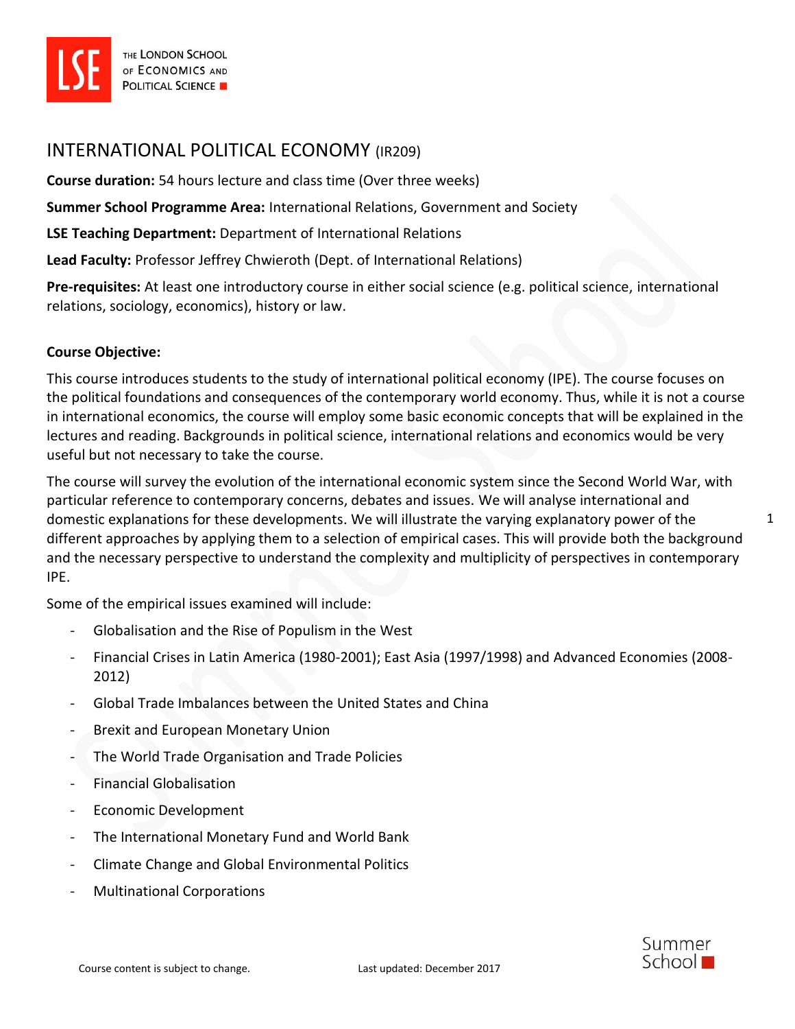# INTERNATIONAL POLITICAL ECONOMY (IR209)

**Course duration:** 54 hours lecture and class time (Over three weeks)

**Summer School Programme Area:** International Relations, Government and Society

**LSE Teaching Department:** Department of International Relations

**Lead Faculty:** Professor Jeffrey Chwieroth (Dept. of International Relations)

**Pre-requisites:** At least one introductory course in either social science (e.g. political science, international relations, sociology, economics), history or law.

**Course Objective:**

This course introduces students to the study of international political economy (IPE). The course focuses on the political foundations and consequences of the contemporary world economy. Thus, while it is not a course in international economics, the course will employ some basic economic concepts that will be explained in the lectures and reading. Backgrounds in political science, international relations and economics would be very useful but not necessary to take the course.

The course will survey the evolution of the international economic system since the Second World War, with particular reference to contemporary concerns, debates and issues. We will analyse international and domestic explanations for these developments. We will illustrate the varying explanatory power of the different approaches by applying them to a selection of empirical cases. This will provide both the background and the necessary perspective to understand the complexity and multiplicity of perspectives in contemporary IPE.

Some of the empirical issues examined will include:

- Globalisation and the Rise of Populism in the West
- Financial Crises in Latin America (1980-2001); East Asia (1997/1998) and Advanced Economies (2008-2012)
- Global Trade Imbalances between the United States and China
- Brexit and European Monetary Union
- The World Trade Organisation and Trade Policies
- Financial Globalisation
- Economic Development
- The International Monetary Fund and World Bank
- Climate Change and Global Environmental Politics
- Multinational Corporations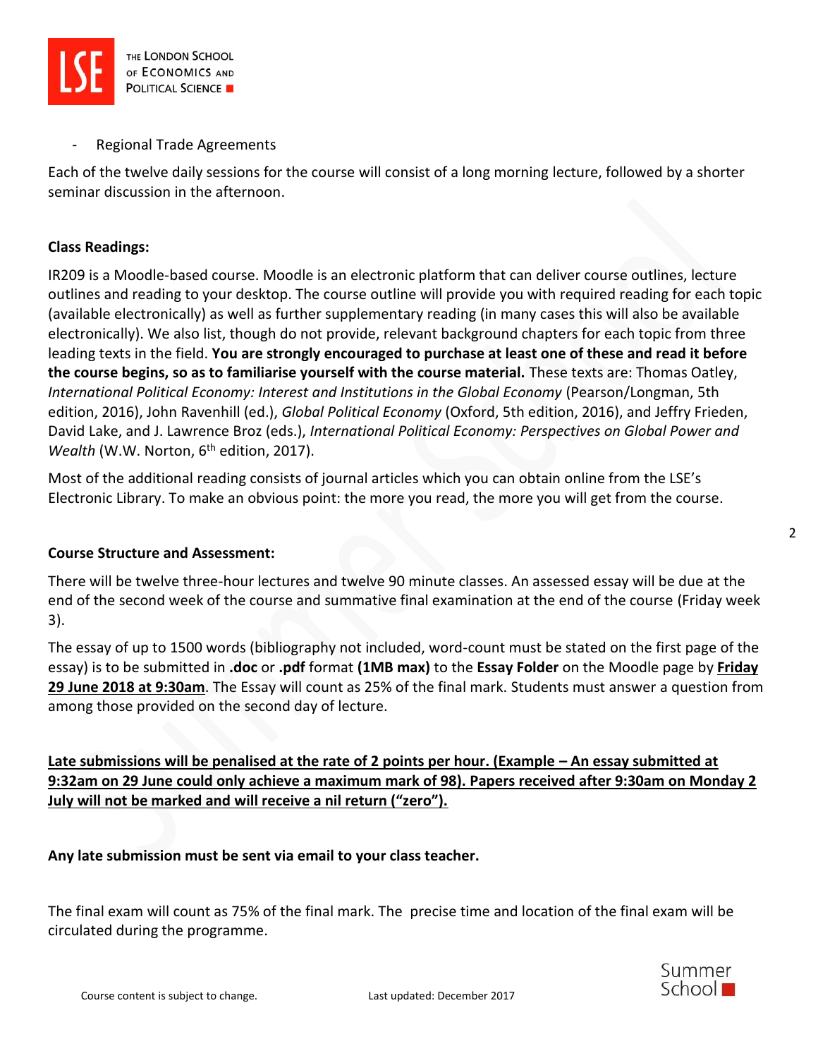- Regional Trade Agreements

Each of the twelve daily sessions for the course will consist of a long morning lecture, followed by a shorter seminar discussion in the afternoon.

**Class Readings:**

IR209 is a Moodle-based course. Moodle is an electronic platform that can deliver course outlines, lecture outlines and reading to your desktop. The course outline will provide you with required reading for each topic (available electronically) as well as further supplementary reading (in many cases this will also be available electronically). We also list, though do not provide, relevant background chapters for each topic from three leading texts in the field. **You are strongly encouraged to purchase at least one of these and read it before the course begins, so as to familiarise yourself with the course material.** These texts are: Thomas Oatley, *International Political Economy: Interest and Institutions in the Global Economy* (Pearson/Longman, 5th edition, 2016), John Ravenhill (ed.), *Global Political Economy* (Oxford, 5th edition, 2016), and Jeffry Frieden, David Lake, and J. Lawrence Broz (eds.), *International Political Economy: Perspectives on Global Power and Wealth* (W.W. Norton, 6th edition, 2017).

Most of the additional reading consists of journal articles which you can obtain online from the LSE's Electronic Library. To make an obvious point: the more you read, the more you will get from the course.

**Course Structure and Assessment:**

There will be twelve three-hour lectures and twelve 90 minute classes. An assessed essay will be due at the end of the second week of the course and summative final examination at the end of the course (Friday week 3).

The essay of up to 1500 words (bibliography not included, word-count must be stated on the first page of the essay) is to be submitted in **.doc** or **.pdf** format **(1MB max)** to the **Essay Folder** on the Moodle page by **Friday 29 June 2018 at 9:30am**. The Essay will count as 25% of the final mark. Students must answer a question from among those provided on the second day of lecture.

**Late submissions will be penalised at the rate of 2 points per hour. (Example – An essay submitted at 9:32am on 29 June could only achieve a maximum mark of 98). Papers received after 9:30am on Monday 2 July will not be marked and will receive a nil return ("zero").**

**Any late submission must be sent via email to your class teacher.**

The final exam will count as 75% of the final mark. The precise time and location of the final exam will be circulated during the programme.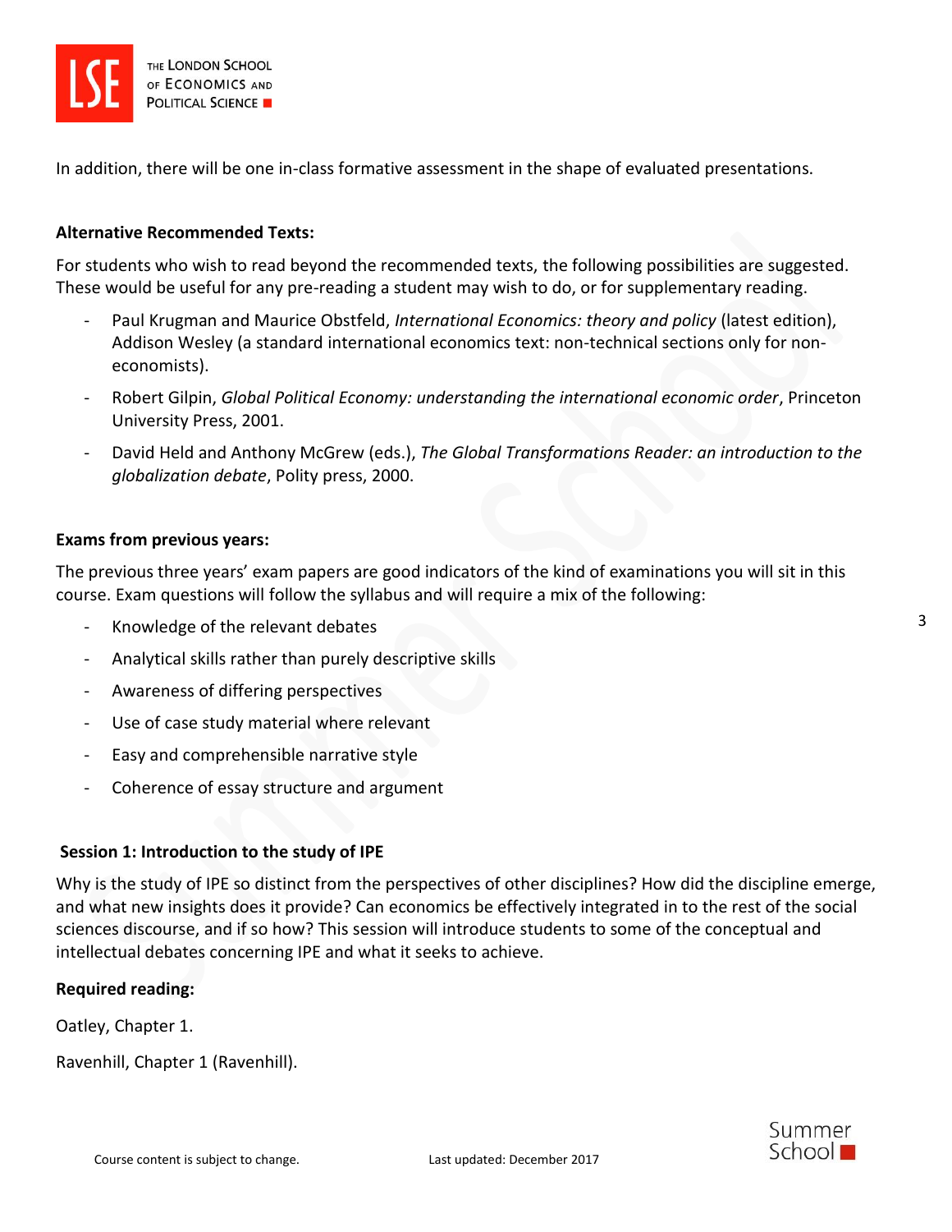In addition, there will be one in-class formative assessment in the shape of evaluated presentations.

**Alternative Recommended Texts:**

For students who wish to read beyond the recommended texts, the following possibilities are suggested. These would be useful for any pre-reading a student may wish to do, or for supplementary reading.

- Paul Krugman and Maurice Obstfeld, *International Economics: theory and policy* (latest edition), Addison Wesley (a standard international economics text: non-technical sections only for non-economists).
- Robert Gilpin, *Global Political Economy: understanding the international economic order*, Princeton University Press, 2001.
- David Held and Anthony McGrew (eds.), *The Global Transformations Reader: an introduction to the globalization debate*, Polity press, 2000.

**Exams from previous years:**

The previous three years' exam papers are good indicators of the kind of examinations you will sit in this course. Exam questions will follow the syllabus and will require a mix of the following:

- Knowledge of the relevant debates
- Analytical skills rather than purely descriptive skills
- Awareness of differing perspectives
- Use of case study material where relevant
- Easy and comprehensible narrative style
- Coherence of essay structure and argument

**Session 1: Introduction to the study of IPE**

Why is the study of IPE so distinct from the perspectives of other disciplines? How did the discipline emerge, and what new insights does it provide? Can economics be effectively integrated in to the rest of the social sciences discourse, and if so how? This session will introduce students to some of the conceptual and intellectual debates concerning IPE and what it seeks to achieve.

**Required reading:**

Oatley, Chapter 1.

Ravenhill, Chapter 1 (Ravenhill).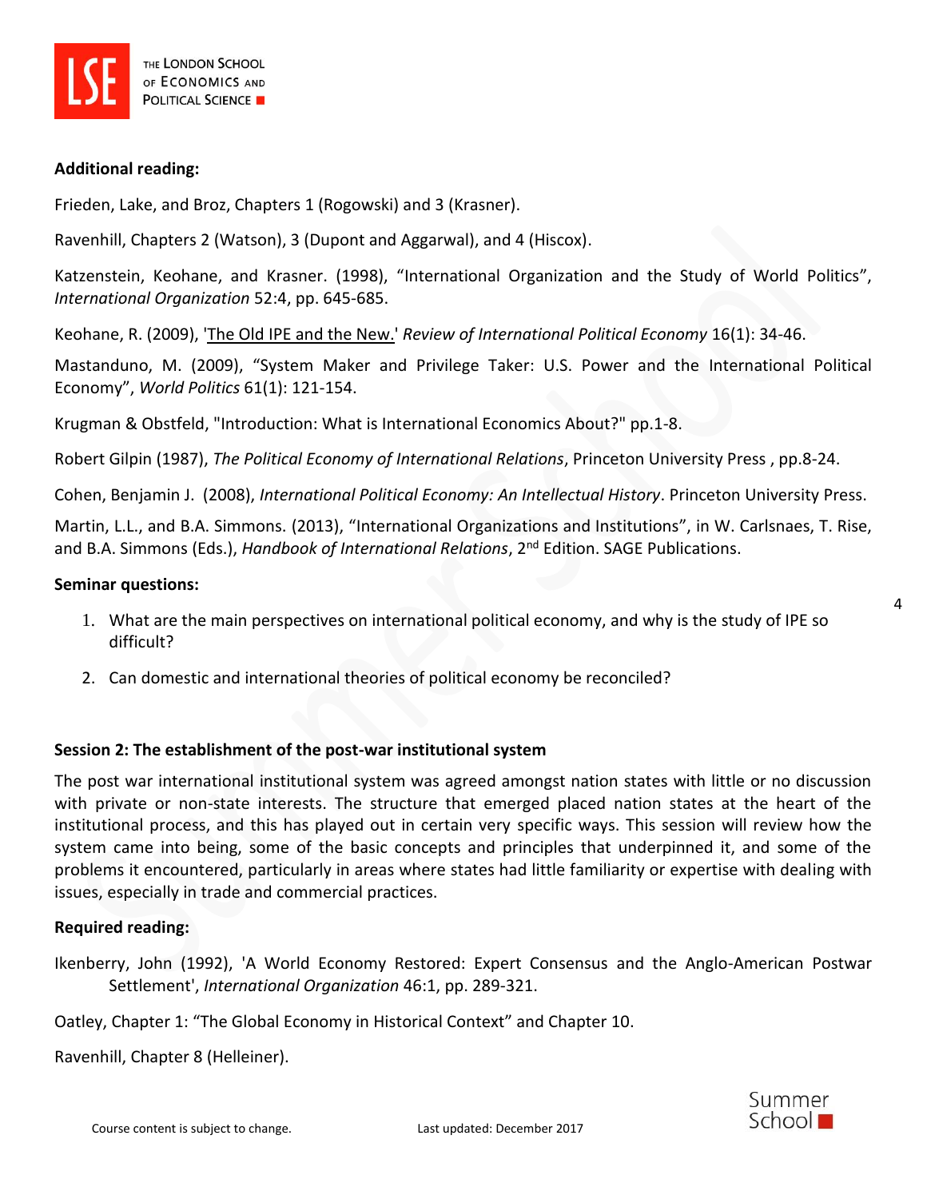**Additional reading:**

Frieden, Lake, and Broz, Chapters 1 (Rogowski) and 3 (Krasner).

Ravenhill, Chapters 2 (Watson), 3 (Dupont and Aggarwal), and 4 (Hiscox).

Katzenstein, Keohane, and Krasner. (1998), "International Organization and the Study of World Politics", *International Organization* 52:4, pp. 645-685.

Keohane, R. (2009), 'The Old IPE and the New.' *Review of International Political Economy* 16(1): 34-46.

Mastanduno, M. (2009), "System Maker and Privilege Taker: U.S. Power and the International Political Economy", *World Politics* 61(1): 121-154.

Krugman & Obstfeld, "Introduction: What is International Economics About?" pp.1-8.

Robert Gilpin (1987), *The Political Economy of International Relations*, Princeton University Press , pp.8-24.

Cohen, Benjamin J. (2008), *International Political Economy: An Intellectual History*. Princeton University Press.

Martin, L.L., and B.A. Simmons. (2013), "International Organizations and Institutions", in W. Carlsnaes, T. Rise, and B.A. Simmons (Eds.), *Handbook of International Relations*, 2nd Edition. SAGE Publications.

**Seminar questions:**

1. What are the main perspectives on international political economy, and why is the study of IPE so difficult?
2. Can domestic and international theories of political economy be reconciled?

**Session 2: The establishment of the post-war institutional system**

The post war international institutional system was agreed amongst nation states with little or no discussion with private or non-state interests. The structure that emerged placed nation states at the heart of the institutional process, and this has played out in certain very specific ways. This session will review how the system came into being, some of the basic concepts and principles that underpinned it, and some of the problems it encountered, particularly in areas where states had little familiarity or expertise with dealing with issues, especially in trade and commercial practices.

**Required reading:**

Ikenberry, John (1992), 'A World Economy Restored: Expert Consensus and the Anglo-American Postwar Settlement', *International Organization* 46:1, pp. 289-321.

Oatley, Chapter 1: "The Global Economy in Historical Context" and Chapter 10.

Ravenhill, Chapter 8 (Helleiner).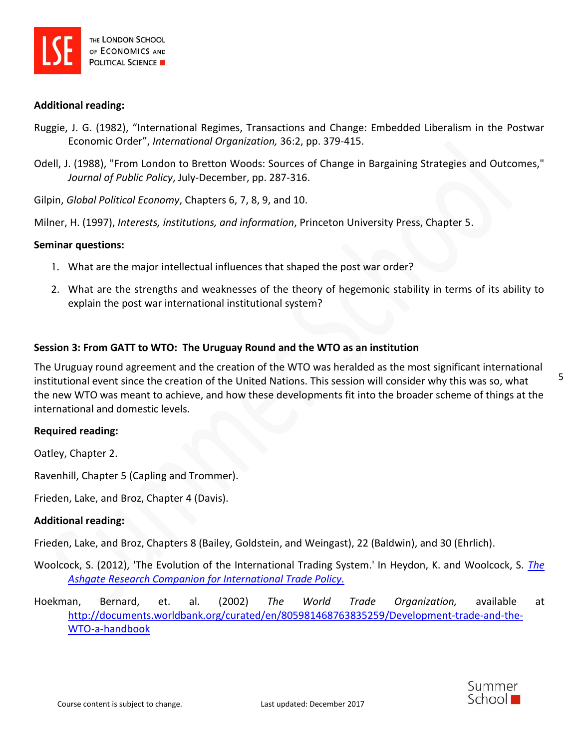**Additional reading:**

Ruggie, J. G. (1982), "International Regimes, Transactions and Change: Embedded Liberalism in the Postwar Economic Order", *International Organization,* 36:2, pp. 379-415.

Odell, J. (1988), "From London to Bretton Woods: Sources of Change in Bargaining Strategies and Outcomes," *Journal of Public Policy*, July-December, pp. 287-316.

Gilpin, *Global Political Economy*, Chapters 6, 7, 8, 9, and 10.

Milner, H. (1997), *Interests, institutions, and information*, Princeton University Press, Chapter 5.

**Seminar questions:**

1. What are the major intellectual influences that shaped the post war order?
2. What are the strengths and weaknesses of the theory of hegemonic stability in terms of its ability to explain the post war international institutional system?

**Session 3: From GATT to WTO: The Uruguay Round and the WTO as an institution**

The Uruguay round agreement and the creation of the WTO was heralded as the most significant international institutional event since the creation of the United Nations. This session will consider why this was so, what the new WTO was meant to achieve, and how these developments fit into the broader scheme of things at the international and domestic levels.

**Required reading:**

Oatley, Chapter 2.

Ravenhill, Chapter 5 (Capling and Trommer).

Frieden, Lake, and Broz, Chapter 4 (Davis).

**Additional reading:**

Frieden, Lake, and Broz, Chapters 8 (Bailey, Goldstein, and Weingast), 22 (Baldwin), and 30 (Ehrlich).

Woolcock, S. (2012), 'The Evolution of the International Trading System.' In Heydon, K. and Woolcock, S. *The Ashgate Research Companion for International Trade Policy.*

Hoekman, Bernard, et. al. (2002) *The World Trade Organization,* available at http://documents.worldbank.org/curated/en/805981468763835259/Development-trade-and-the-WTO-a-handbook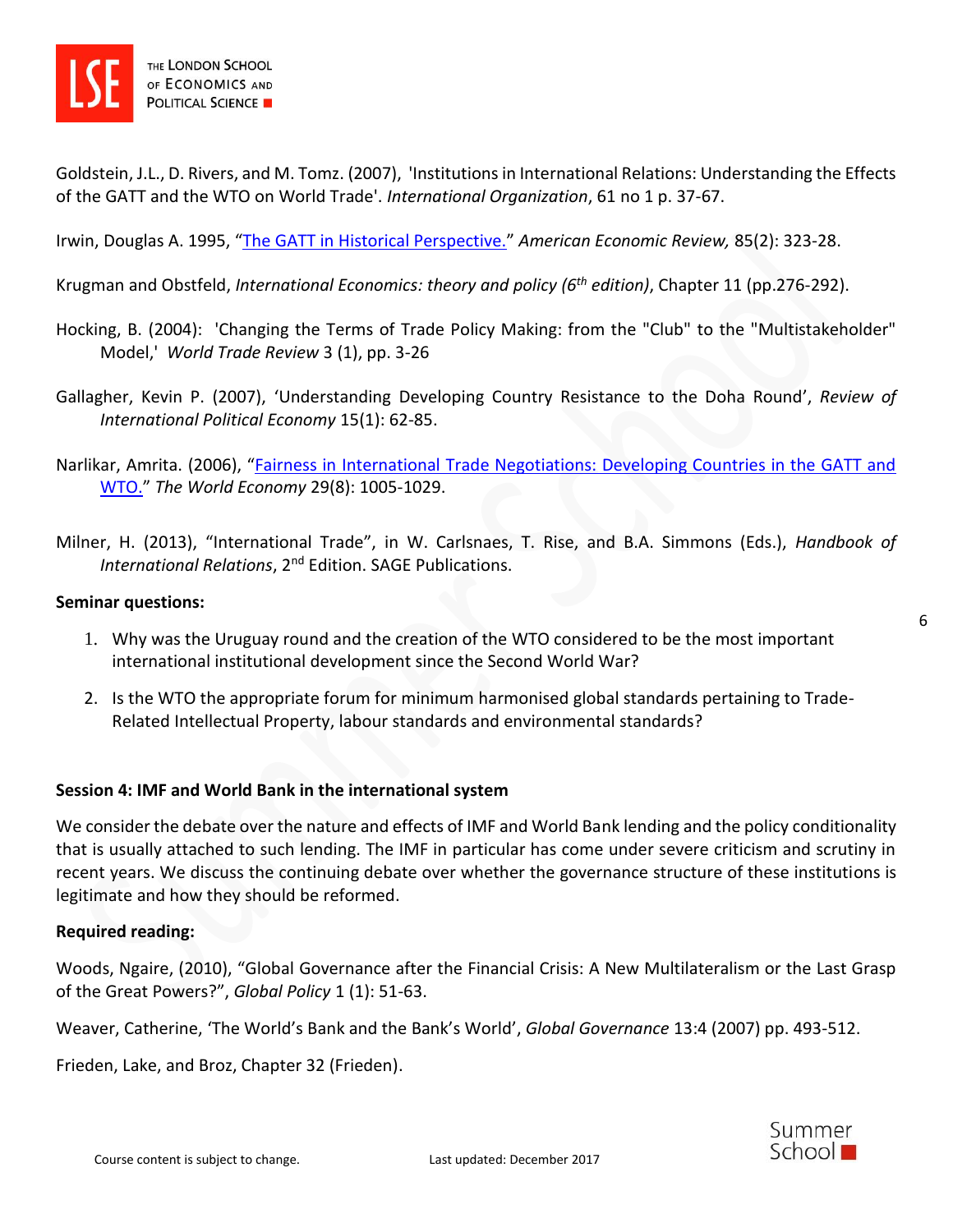Goldstein, J.L., D. Rivers, and M. Tomz. (2007), 'Institutions in International Relations: Understanding the Effects of the GATT and the WTO on World Trade'. *International Organization*, 61 no 1 p. 37-67.

Irwin, Douglas A. 1995, "The GATT in Historical Perspective." *American Economic Review,* 85(2): 323-28.

Krugman and Obstfeld, *International Economics: theory and policy (6th edition)*, Chapter 11 (pp.276-292).

Hocking, B. (2004): 'Changing the Terms of Trade Policy Making: from the "Club" to the "Multistakeholder" Model,' *World Trade Review* 3 (1), pp. 3-26

Gallagher, Kevin P. (2007), 'Understanding Developing Country Resistance to the Doha Round', *Review of International Political Economy* 15(1): 62-85.

Narlikar, Amrita. (2006), "Fairness in International Trade Negotiations: Developing Countries in the GATT and WTO." *The World Economy* 29(8): 1005-1029.

Milner, H. (2013), "International Trade", in W. Carlsnaes, T. Rise, and B.A. Simmons (Eds.), *Handbook of International Relations*, 2nd Edition. SAGE Publications.

**Seminar questions:**

1. Why was the Uruguay round and the creation of the WTO considered to be the most important international institutional development since the Second World War?
2. Is the WTO the appropriate forum for minimum harmonised global standards pertaining to Trade-Related Intellectual Property, labour standards and environmental standards?

**Session 4: IMF and World Bank in the international system**

We consider the debate over the nature and effects of IMF and World Bank lending and the policy conditionality that is usually attached to such lending. The IMF in particular has come under severe criticism and scrutiny in recent years. We discuss the continuing debate over whether the governance structure of these institutions is legitimate and how they should be reformed.

**Required reading:**

Woods, Ngaire, (2010), "Global Governance after the Financial Crisis: A New Multilateralism or the Last Grasp of the Great Powers?", *Global Policy* 1 (1): 51-63.

Weaver, Catherine, 'The World's Bank and the Bank's World', *Global Governance* 13:4 (2007) pp. 493-512.

Frieden, Lake, and Broz, Chapter 32 (Frieden).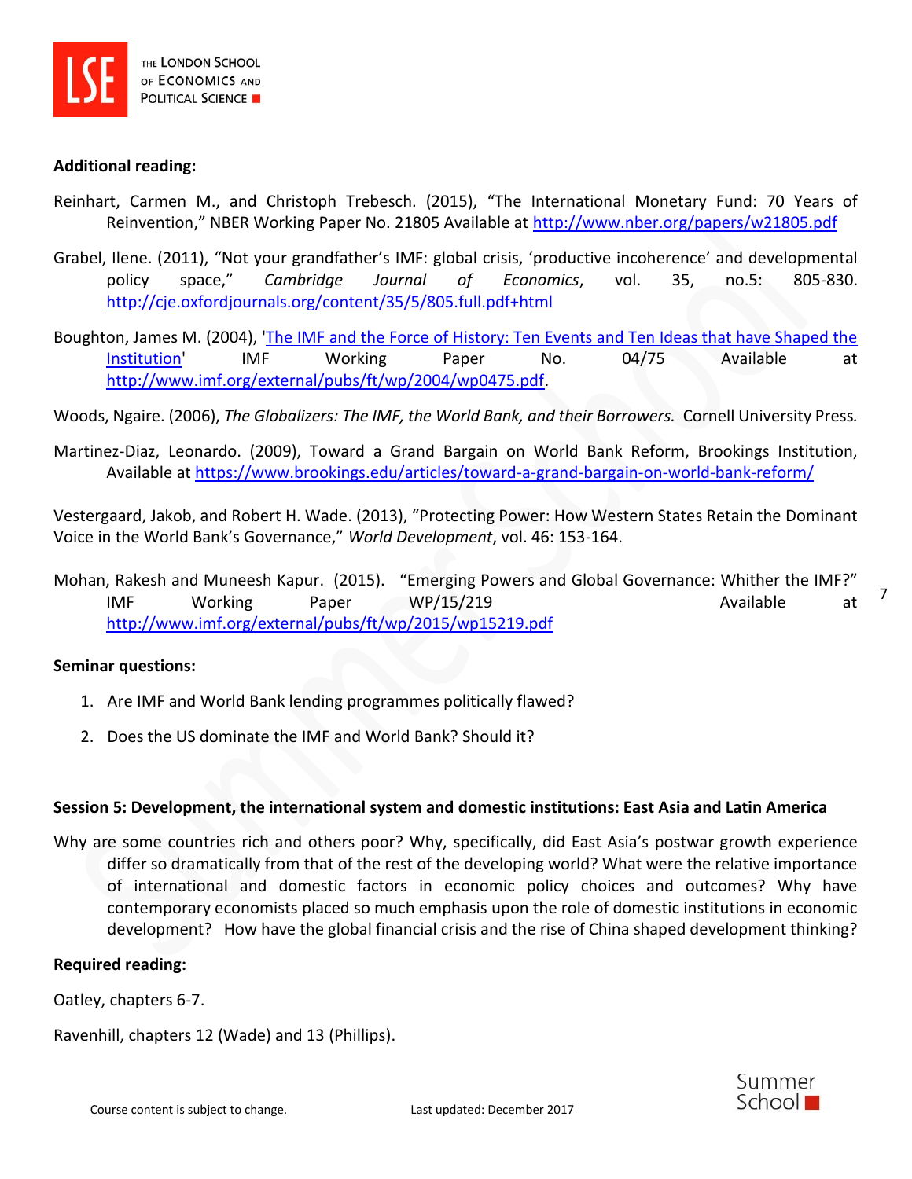**Additional reading:**

Reinhart, Carmen M., and Christoph Trebesch. (2015), "The International Monetary Fund: 70 Years of Reinvention," NBER Working Paper No. 21805 Available at http://www.nber.org/papers/w21805.pdf

Grabel, Ilene. (2011), "Not your grandfather's IMF: global crisis, 'productive incoherence' and developmental policy space," *Cambridge Journal of Economics*, vol. 35, no.5: 805-830. http://cje.oxfordjournals.org/content/35/5/805.full.pdf+html

Boughton, James M. (2004), 'The IMF and the Force of History: Ten Events and Ten Ideas that have Shaped the Institution' IMF Working Paper No. 04/75 Available at http://www.imf.org/external/pubs/ft/wp/2004/wp0475.pdf.

Woods, Ngaire. (2006), *The Globalizers: The IMF, the World Bank, and their Borrowers.* Cornell University Press.

Martinez-Diaz, Leonardo. (2009), Toward a Grand Bargain on World Bank Reform, Brookings Institution, Available at https://www.brookings.edu/articles/toward-a-grand-bargain-on-world-bank-reform/

Vestergaard, Jakob, and Robert H. Wade. (2013), "Protecting Power: How Western States Retain the Dominant Voice in the World Bank's Governance," *World Development*, vol. 46: 153-164.

Mohan, Rakesh and Muneesh Kapur. (2015). "Emerging Powers and Global Governance: Whither the IMF?" IMF Working Paper WP/15/219 Available at http://www.imf.org/external/pubs/ft/wp/2015/wp15219.pdf

**Seminar questions:**

1. Are IMF and World Bank lending programmes politically flawed?
2. Does the US dominate the IMF and World Bank? Should it?

**Session 5: Development, the international system and domestic institutions: East Asia and Latin America**

Why are some countries rich and others poor? Why, specifically, did East Asia's postwar growth experience differ so dramatically from that of the rest of the developing world? What were the relative importance of international and domestic factors in economic policy choices and outcomes? Why have contemporary economists placed so much emphasis upon the role of domestic institutions in economic development? How have the global financial crisis and the rise of China shaped development thinking?

**Required reading:**

Oatley, chapters 6-7.

Ravenhill, chapters 12 (Wade) and 13 (Phillips).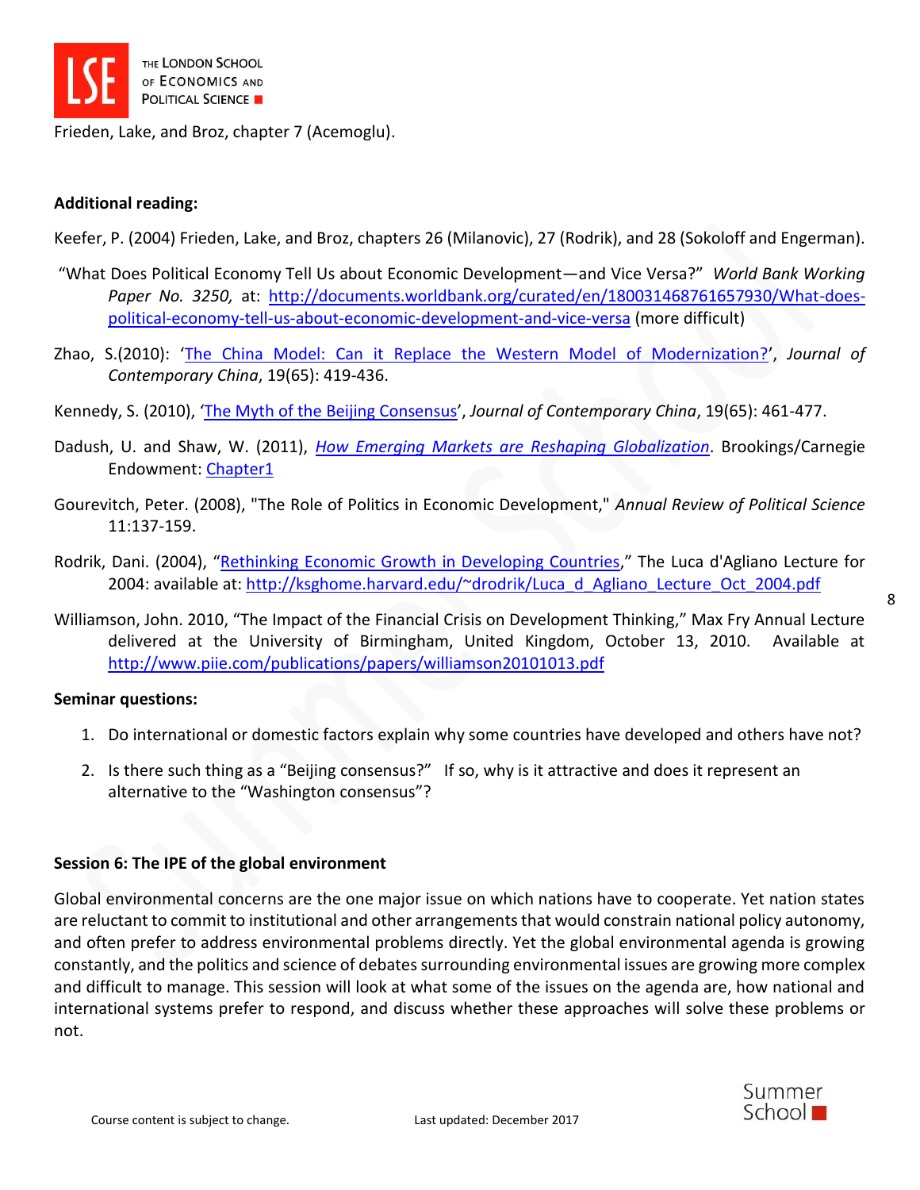Frieden, Lake, and Broz, chapter 7 (Acemoglu).

**Additional reading:**

Keefer, P. (2004) Frieden, Lake, and Broz, chapters 26 (Milanovic), 27 (Rodrik), and 28 (Sokoloff and Engerman).

"What Does Political Economy Tell Us about Economic Development—and Vice Versa?" *World Bank Working Paper No. 3250,* at: http://documents.worldbank.org/curated/en/180031468761657930/What-does-political-economy-tell-us-about-economic-development-and-vice-versa (more difficult)

Zhao, S.(2010): 'The China Model: Can it Replace the Western Model of Modernization?', *Journal of Contemporary China*, 19(65): 419-436.

Kennedy, S. (2010), 'The Myth of the Beijing Consensus', *Journal of Contemporary China*, 19(65): 461-477.

Dadush, U. and Shaw, W. (2011), *How Emerging Markets are Reshaping Globalization*. Brookings/Carnegie Endowment: Chapter1

Gourevitch, Peter. (2008), "The Role of Politics in Economic Development," *Annual Review of Political Science* 11:137-159.

Rodrik, Dani. (2004), "Rethinking Economic Growth in Developing Countries," The Luca d'Agliano Lecture for 2004: available at: http://ksghome.harvard.edu/~drodrik/Luca_d_Agliano_Lecture_Oct_2004.pdf

Williamson, John. 2010, "The Impact of the Financial Crisis on Development Thinking," Max Fry Annual Lecture delivered at the University of Birmingham, United Kingdom, October 13, 2010. Available at http://www.piie.com/publications/papers/williamson20101013.pdf

**Seminar questions:**

1. Do international or domestic factors explain why some countries have developed and others have not?
2. Is there such thing as a "Beijing consensus?" If so, why is it attractive and does it represent an alternative to the "Washington consensus"?

**Session 6: The IPE of the global environment**

Global environmental concerns are the one major issue on which nations have to cooperate. Yet nation states are reluctant to commit to institutional and other arrangements that would constrain national policy autonomy, and often prefer to address environmental problems directly. Yet the global environmental agenda is growing constantly, and the politics and science of debates surrounding environmental issues are growing more complex and difficult to manage. This session will look at what some of the issues on the agenda are, how national and international systems prefer to respond, and discuss whether these approaches will solve these problems or not.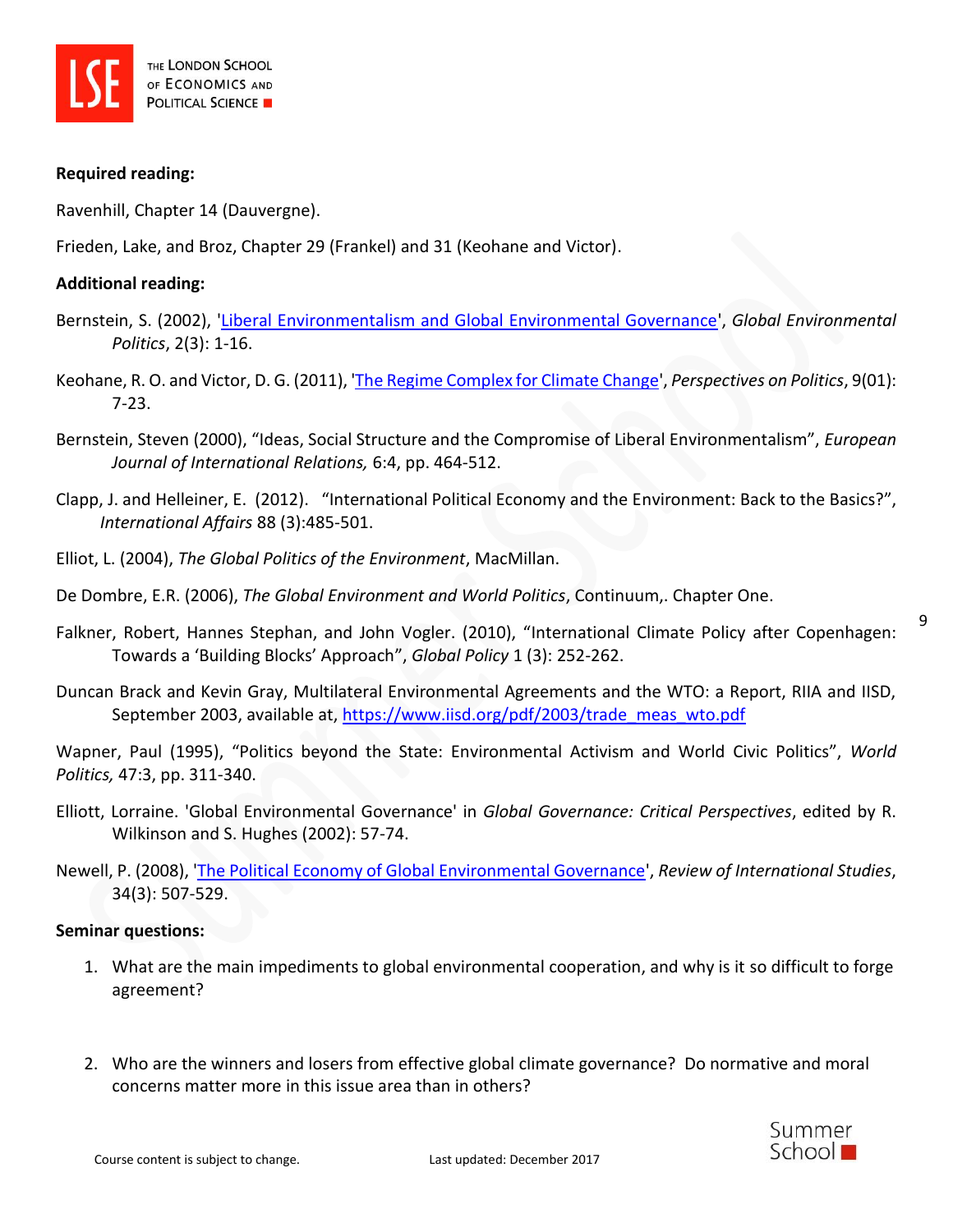**Required reading:**

Ravenhill, Chapter 14 (Dauvergne).

Frieden, Lake, and Broz, Chapter 29 (Frankel) and 31 (Keohane and Victor).

**Additional reading:**

Bernstein, S. (2002), '[Liberal Environmentalism and Global Environmental Governance]', *Global Environmental Politics*, 2(3): 1-16.

Keohane, R. O. and Victor, D. G. (2011), '[The Regime Complex for Climate Change]', *Perspectives on Politics*, 9(01): 7-23.

Bernstein, Steven (2000), "Ideas, Social Structure and the Compromise of Liberal Environmentalism", *European Journal of International Relations,* 6:4, pp. 464-512.

Clapp, J. and Helleiner, E. (2012). "International Political Economy and the Environment: Back to the Basics?", *International Affairs* 88 (3):485-501.

Elliot, L. (2004), *The Global Politics of the Environment*, MacMillan.

De Dombre, E.R. (2006), *The Global Environment and World Politics*, Continuum,. Chapter One.

Falkner, Robert, Hannes Stephan, and John Vogler. (2010), "International Climate Policy after Copenhagen: Towards a 'Building Blocks' Approach", *Global Policy* 1 (3): 252-262.

Duncan Brack and Kevin Gray, Multilateral Environmental Agreements and the WTO: a Report, RIIA and IISD, September 2003, available at, https://www.iisd.org/pdf/2003/trade_meas_wto.pdf

Wapner, Paul (1995), "Politics beyond the State: Environmental Activism and World Civic Politics", *World Politics,* 47:3, pp. 311-340.

Elliott, Lorraine. 'Global Environmental Governance' in *Global Governance: Critical Perspectives*, edited by R. Wilkinson and S. Hughes (2002): 57-74.

Newell, P. (2008), '[The Political Economy of Global Environmental Governance]', *Review of International Studies*, 34(3): 507-529.

**Seminar questions:**

1. What are the main impediments to global environmental cooperation, and why is it so difficult to forge agreement?

2. Who are the winners and losers from effective global climate governance? Do normative and moral concerns matter more in this issue area than in others?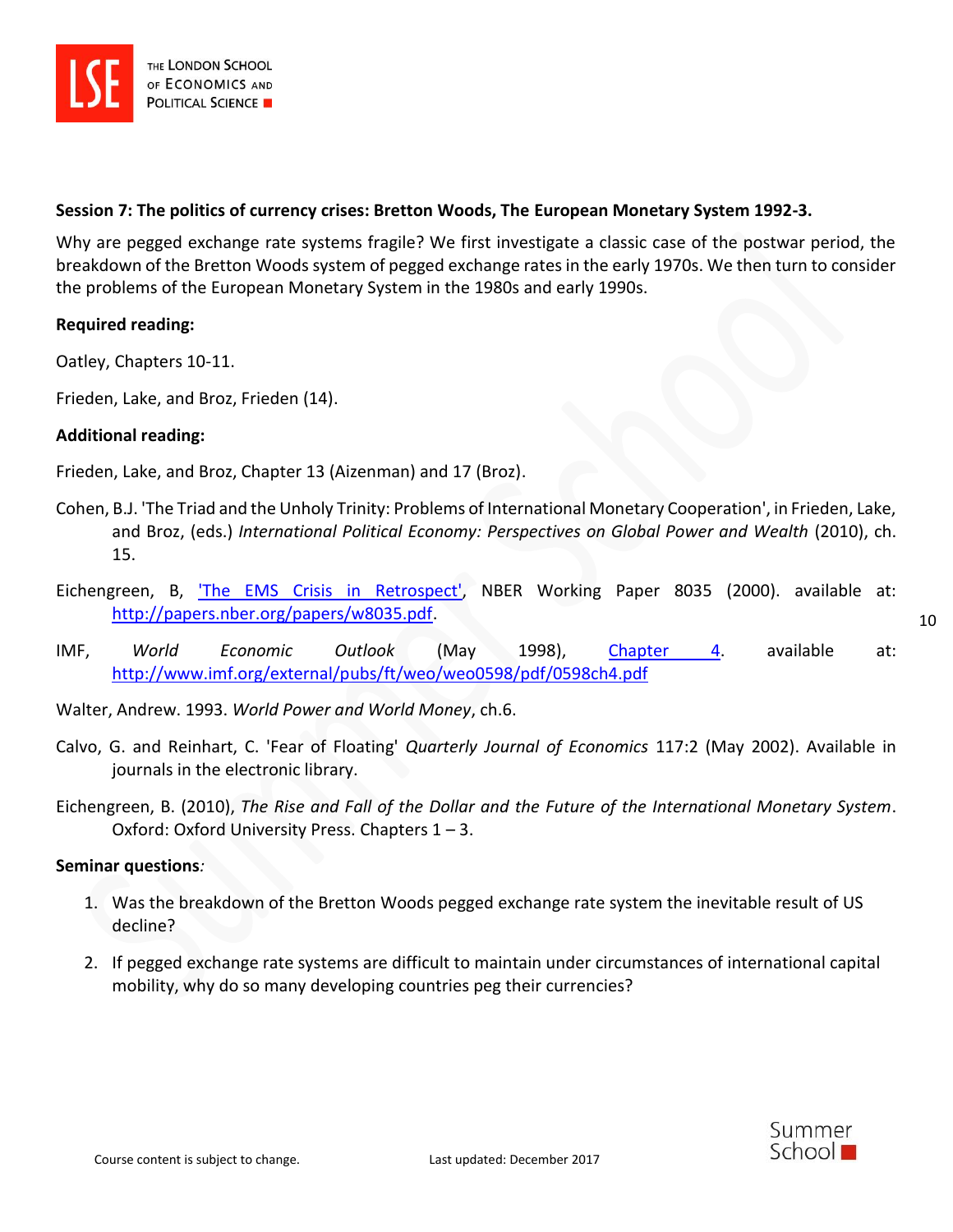**Session 7: The politics of currency crises: Bretton Woods, The European Monetary System 1992-3.**

Why are pegged exchange rate systems fragile? We first investigate a classic case of the postwar period, the breakdown of the Bretton Woods system of pegged exchange rates in the early 1970s. We then turn to consider the problems of the European Monetary System in the 1980s and early 1990s.

**Required reading:**

Oatley, Chapters 10-11.

Frieden, Lake, and Broz, Frieden (14).

**Additional reading:**

Frieden, Lake, and Broz, Chapter 13 (Aizenman) and 17 (Broz).

Cohen, B.J. 'The Triad and the Unholy Trinity: Problems of International Monetary Cooperation', in Frieden, Lake, and Broz, (eds.) *International Political Economy: Perspectives on Global Power and Wealth* (2010), ch. 15.

Eichengreen, B, 'The EMS Crisis in Retrospect', NBER Working Paper 8035 (2000). available at: http://papers.nber.org/papers/w8035.pdf.

IMF, *World Economic Outlook* (May 1998), Chapter 4. available at: http://www.imf.org/external/pubs/ft/weo/weo0598/pdf/0598ch4.pdf

Walter, Andrew. 1993. *World Power and World Money*, ch.6.

Calvo, G. and Reinhart, C. 'Fear of Floating' *Quarterly Journal of Economics* 117:2 (May 2002). Available in journals in the electronic library.

Eichengreen, B. (2010), *The Rise and Fall of the Dollar and the Future of the International Monetary System*. Oxford: Oxford University Press. Chapters 1 – 3.

**Seminar questions***:*

1. Was the breakdown of the Bretton Woods pegged exchange rate system the inevitable result of US decline?
2. If pegged exchange rate systems are difficult to maintain under circumstances of international capital mobility, why do so many developing countries peg their currencies?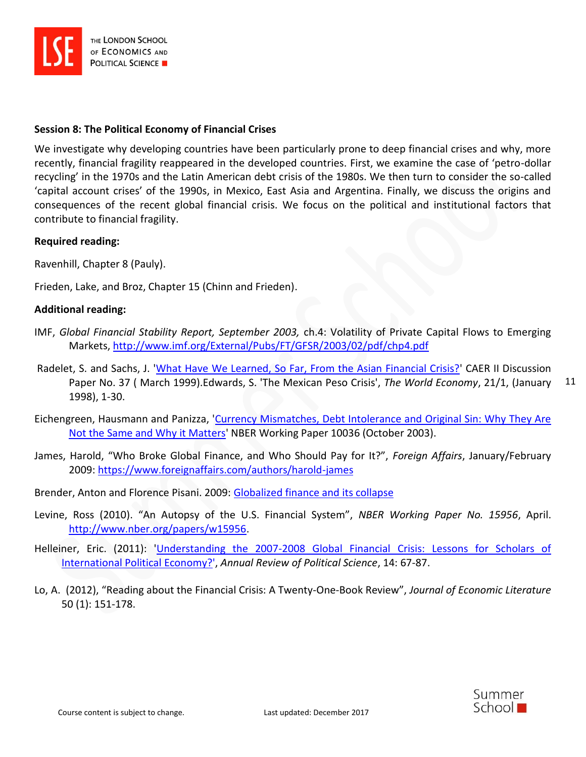**Session 8: The Political Economy of Financial Crises**

We investigate why developing countries have been particularly prone to deep financial crises and why, more recently, financial fragility reappeared in the developed countries. First, we examine the case of 'petro-dollar recycling' in the 1970s and the Latin American debt crisis of the 1980s. We then turn to consider the so-called 'capital account crises' of the 1990s, in Mexico, East Asia and Argentina. Finally, we discuss the origins and consequences of the recent global financial crisis. We focus on the political and institutional factors that contribute to financial fragility.

**Required reading:**

Ravenhill, Chapter 8 (Pauly).

Frieden, Lake, and Broz, Chapter 15 (Chinn and Frieden).

**Additional reading:**

IMF, *Global Financial Stability Report, September 2003,* ch.4: Volatility of Private Capital Flows to Emerging Markets, http://www.imf.org/External/Pubs/FT/GFSR/2003/02/pdf/chp4.pdf

Radelet, S. and Sachs, J. 'What Have We Learned, So Far, From the Asian Financial Crisis?' CAER II Discussion Paper No. 37 ( March 1999).Edwards, S. 'The Mexican Peso Crisis', *The World Economy*, 21/1, (January 1998), 1-30.

Eichengreen, Hausmann and Panizza, 'Currency Mismatches, Debt Intolerance and Original Sin: Why They Are Not the Same and Why it Matters' NBER Working Paper 10036 (October 2003).

James, Harold, "Who Broke Global Finance, and Who Should Pay for It?", *Foreign Affairs*, January/February 2009: https://www.foreignaffairs.com/authors/harold-james

Brender, Anton and Florence Pisani. 2009: Globalized finance and its collapse

Levine, Ross (2010). "An Autopsy of the U.S. Financial System", *NBER Working Paper No. 15956*, April. http://www.nber.org/papers/w15956.

Helleiner, Eric. (2011): 'Understanding the 2007-2008 Global Financial Crisis: Lessons for Scholars of International Political Economy?', *Annual Review of Political Science*, 14: 67-87.

Lo, A. (2012), "Reading about the Financial Crisis: A Twenty-One-Book Review", *Journal of Economic Literature* 50 (1): 151-178.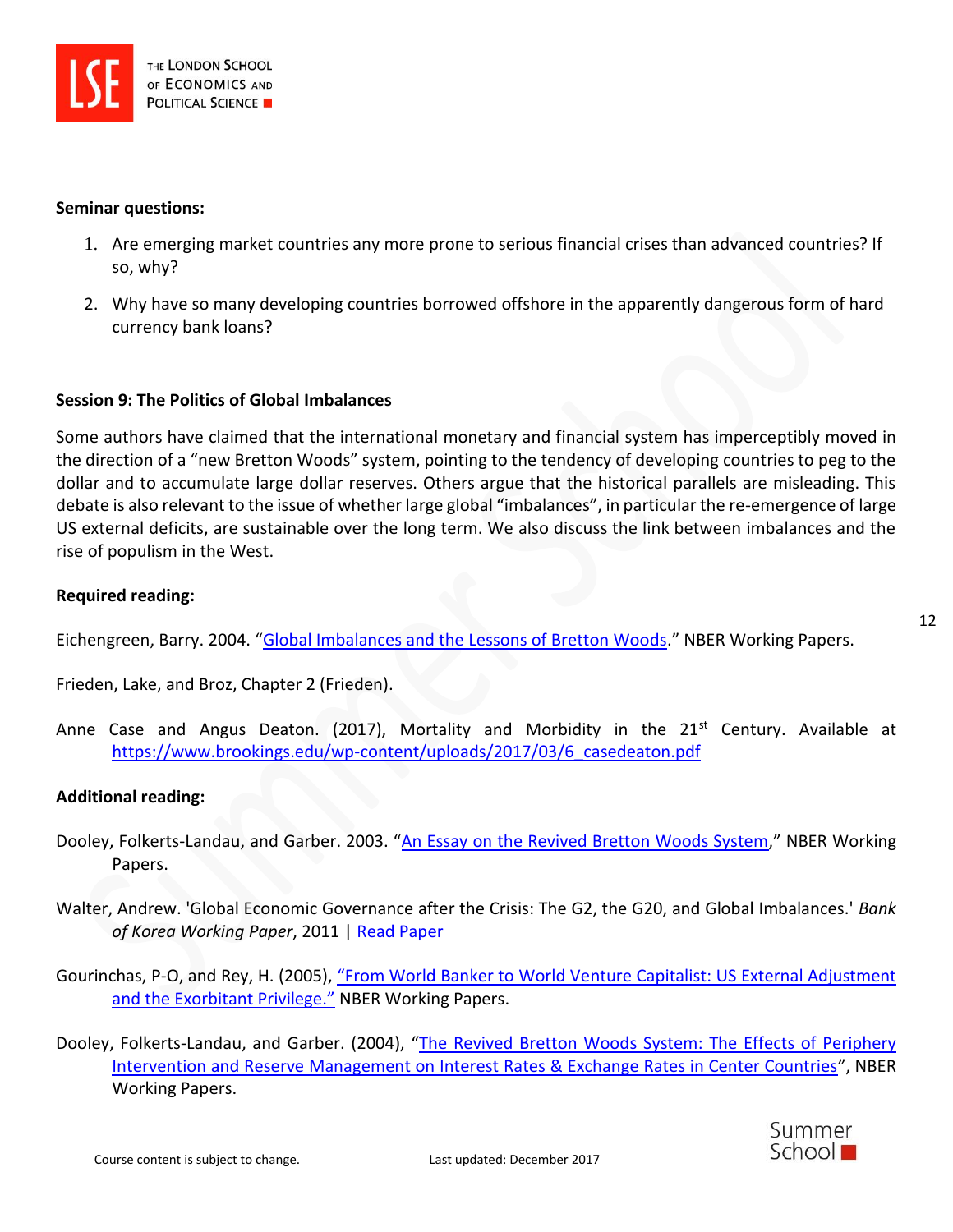**Seminar questions:**

1. Are emerging market countries any more prone to serious financial crises than advanced countries? If so, why?
2. Why have so many developing countries borrowed offshore in the apparently dangerous form of hard currency bank loans?

**Session 9: The Politics of Global Imbalances**

Some authors have claimed that the international monetary and financial system has imperceptibly moved in the direction of a "new Bretton Woods" system, pointing to the tendency of developing countries to peg to the dollar and to accumulate large dollar reserves. Others argue that the historical parallels are misleading. This debate is also relevant to the issue of whether large global "imbalances", in particular the re-emergence of large US external deficits, are sustainable over the long term. We also discuss the link between imbalances and the rise of populism in the West.

**Required reading:**

Eichengreen, Barry. 2004. "Global Imbalances and the Lessons of Bretton Woods." NBER Working Papers.

Frieden, Lake, and Broz, Chapter 2 (Frieden).

Anne Case and Angus Deaton. (2017), Mortality and Morbidity in the 21st Century. Available at https://www.brookings.edu/wp-content/uploads/2017/03/6_casedeaton.pdf

**Additional reading:**

Dooley, Folkerts-Landau, and Garber. 2003. "An Essay on the Revived Bretton Woods System," NBER Working Papers.

Walter, Andrew. 'Global Economic Governance after the Crisis: The G2, the G20, and Global Imbalances.' *Bank of Korea Working Paper*, 2011 | Read Paper

Gourinchas, P-O, and Rey, H. (2005), "From World Banker to World Venture Capitalist: US External Adjustment and the Exorbitant Privilege." NBER Working Papers.

Dooley, Folkerts-Landau, and Garber. (2004), "The Revived Bretton Woods System: The Effects of Periphery Intervention and Reserve Management on Interest Rates & Exchange Rates in Center Countries", NBER Working Papers.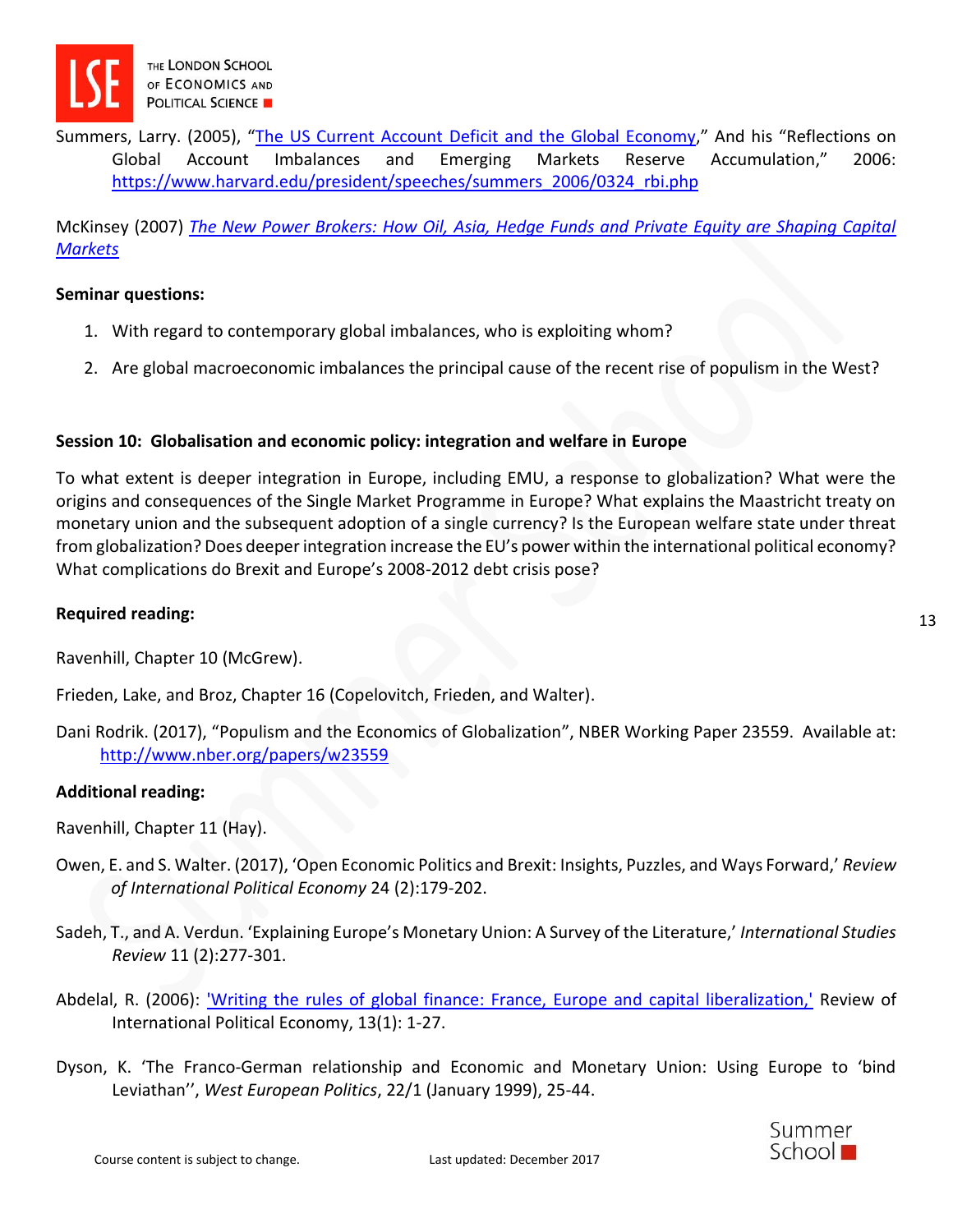Summers, Larry. (2005), "[The US Current Account Deficit and the Global Economy](#)," And his "Reflections on Global Account Imbalances and Emerging Markets Reserve Accumulation," 2006: https://www.harvard.edu/president/speeches/summers_2006/0324_rbi.php

McKinsey (2007) *[The New Power Brokers: How Oil, Asia, Hedge Funds and Private Equity are Shaping Capital Markets](#)*

**Seminar questions:**

1. With regard to contemporary global imbalances, who is exploiting whom?
2. Are global macroeconomic imbalances the principal cause of the recent rise of populism in the West?

**Session 10: Globalisation and economic policy: integration and welfare in Europe**

To what extent is deeper integration in Europe, including EMU, a response to globalization? What were the origins and consequences of the Single Market Programme in Europe? What explains the Maastricht treaty on monetary union and the subsequent adoption of a single currency? Is the European welfare state under threat from globalization? Does deeper integration increase the EU's power within the international political economy? What complications do Brexit and Europe's 2008-2012 debt crisis pose?

**Required reading:**

Ravenhill, Chapter 10 (McGrew).

Frieden, Lake, and Broz, Chapter 16 (Copelovitch, Frieden, and Walter).

Dani Rodrik. (2017), "Populism and the Economics of Globalization", NBER Working Paper 23559. Available at: http://www.nber.org/papers/w23559

**Additional reading:**

Ravenhill, Chapter 11 (Hay).

Owen, E. and S. Walter. (2017), 'Open Economic Politics and Brexit: Insights, Puzzles, and Ways Forward,' *Review of International Political Economy* 24 (2):179-202.

Sadeh, T., and A. Verdun. 'Explaining Europe's Monetary Union: A Survey of the Literature,' *International Studies Review* 11 (2):277-301.

Abdelal, R. (2006): ['Writing the rules of global finance: France, Europe and capital liberalization,'](#) Review of International Political Economy, 13(1): 1-27.

Dyson, K. 'The Franco-German relationship and Economic and Monetary Union: Using Europe to 'bind Leviathan'', *West European Politics*, 22/1 (January 1999), 25-44.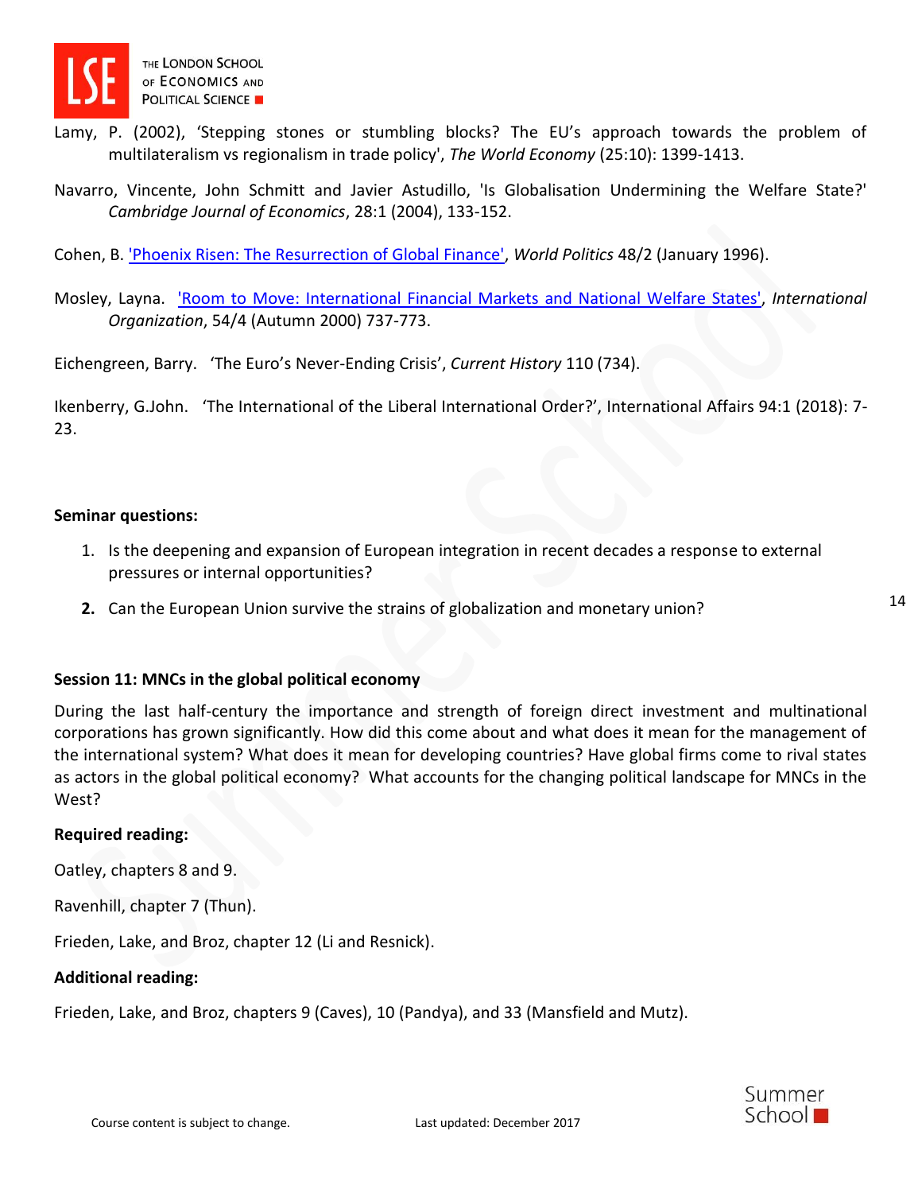Lamy, P. (2002), 'Stepping stones or stumbling blocks? The EU's approach towards the problem of multilateralism vs regionalism in trade policy', *The World Economy* (25:10): 1399-1413.

Navarro, Vincente, John Schmitt and Javier Astudillo, 'Is Globalisation Undermining the Welfare State?' *Cambridge Journal of Economics*, 28:1 (2004), 133-152.

Cohen, B. 'Phoenix Risen: The Resurrection of Global Finance', *World Politics* 48/2 (January 1996).

Mosley, Layna. 'Room to Move: International Financial Markets and National Welfare States', *International Organization*, 54/4 (Autumn 2000) 737-773.

Eichengreen, Barry. 'The Euro's Never-Ending Crisis', *Current History* 110 (734).

Ikenberry, G.John. 'The International of the Liberal International Order?', International Affairs 94:1 (2018): 7-23.

**Seminar questions:**

1. Is the deepening and expansion of European integration in recent decades a response to external pressures or internal opportunities?
2. Can the European Union survive the strains of globalization and monetary union?

**Session 11: MNCs in the global political economy**

During the last half-century the importance and strength of foreign direct investment and multinational corporations has grown significantly. How did this come about and what does it mean for the management of the international system? What does it mean for developing countries? Have global firms come to rival states as actors in the global political economy? What accounts for the changing political landscape for MNCs in the West?

**Required reading:**

Oatley, chapters 8 and 9.

Ravenhill, chapter 7 (Thun).

Frieden, Lake, and Broz, chapter 12 (Li and Resnick).

**Additional reading:**

Frieden, Lake, and Broz, chapters 9 (Caves), 10 (Pandya), and 33 (Mansfield and Mutz).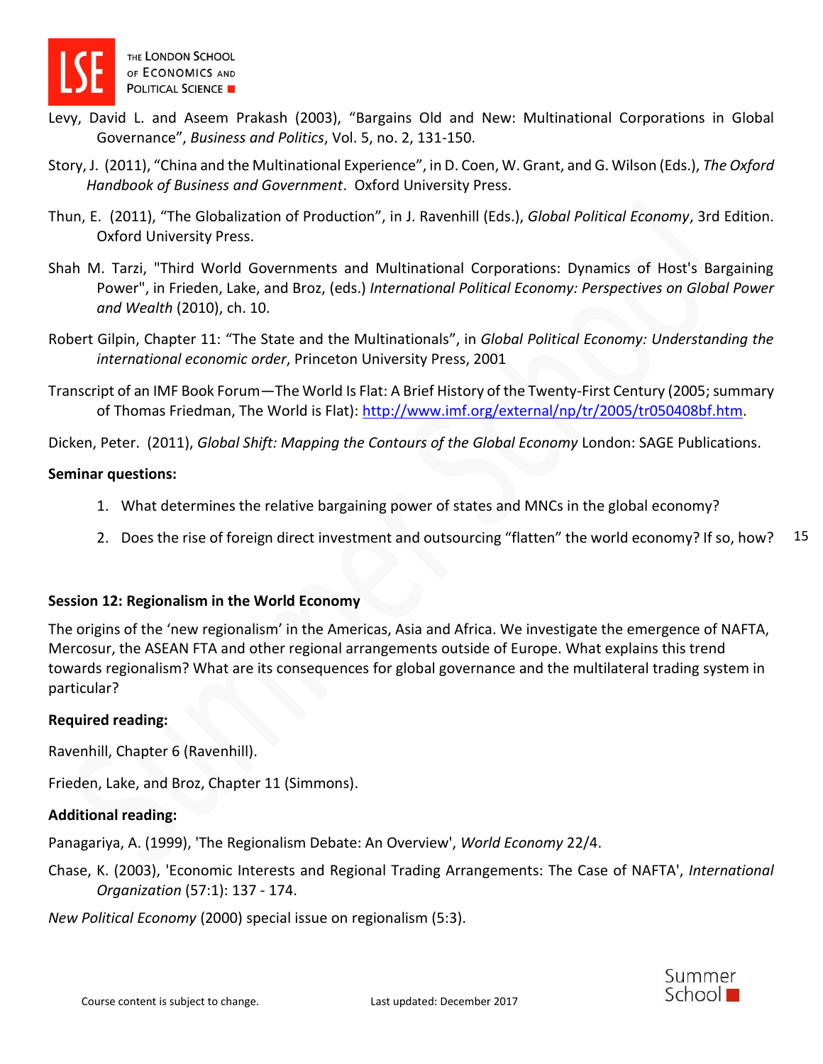Levy, David L. and Aseem Prakash (2003), "Bargains Old and New: Multinational Corporations in Global Governance", *Business and Politics*, Vol. 5, no. 2, 131-150.

Story, J. (2011), "China and the Multinational Experience", in D. Coen, W. Grant, and G. Wilson (Eds.), *The Oxford Handbook of Business and Government*. Oxford University Press.

Thun, E. (2011), "The Globalization of Production", in J. Ravenhill (Eds.), *Global Political Economy*, 3rd Edition. Oxford University Press.

Shah M. Tarzi, "Third World Governments and Multinational Corporations: Dynamics of Host's Bargaining Power", in Frieden, Lake, and Broz, (eds.) *International Political Economy: Perspectives on Global Power and Wealth* (2010), ch. 10.

Robert Gilpin, Chapter 11: "The State and the Multinationals", in *Global Political Economy: Understanding the international economic order*, Princeton University Press, 2001

Transcript of an IMF Book Forum—The World Is Flat: A Brief History of the Twenty-First Century (2005; summary of Thomas Friedman, The World is Flat): http://www.imf.org/external/np/tr/2005/tr050408bf.htm.

Dicken, Peter. (2011), *Global Shift: Mapping the Contours of the Global Economy* London: SAGE Publications.

**Seminar questions:**

1. What determines the relative bargaining power of states and MNCs in the global economy?
2. Does the rise of foreign direct investment and outsourcing "flatten" the world economy? If so, how?

## Session 12: Regionalism in the World Economy

The origins of the 'new regionalism' in the Americas, Asia and Africa. We investigate the emergence of NAFTA, Mercosur, the ASEAN FTA and other regional arrangements outside of Europe. What explains this trend towards regionalism? What are its consequences for global governance and the multilateral trading system in particular?

**Required reading:**

Ravenhill, Chapter 6 (Ravenhill).

Frieden, Lake, and Broz, Chapter 11 (Simmons).

**Additional reading:**

Panagariya, A. (1999), 'The Regionalism Debate: An Overview', *World Economy* 22/4.

Chase, K. (2003), 'Economic Interests and Regional Trading Arrangements: The Case of NAFTA', *International Organization* (57:1): 137 - 174.

*New Political Economy* (2000) special issue on regionalism (5:3).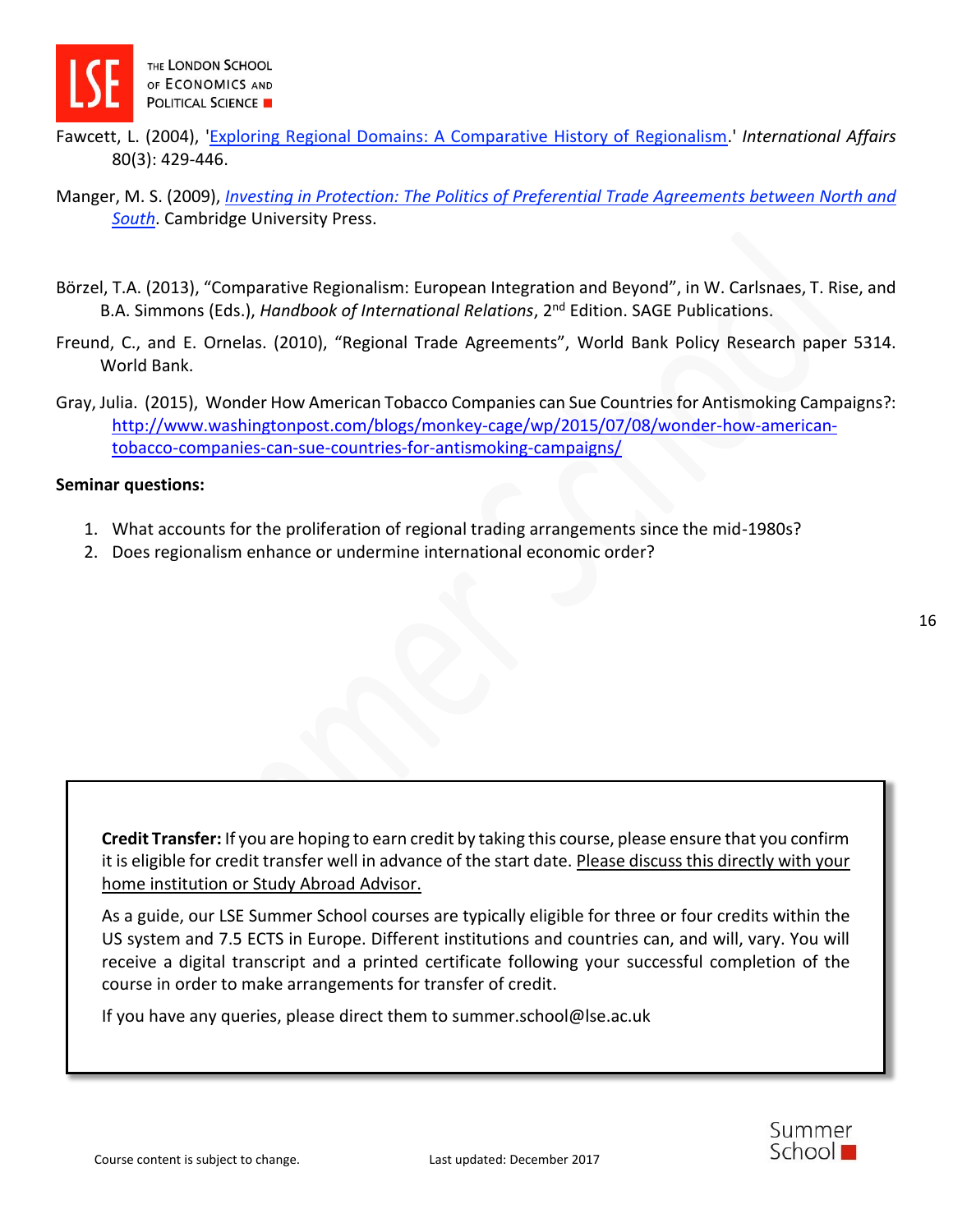Fawcett, L. (2004), 'Exploring Regional Domains: A Comparative History of Regionalism.' *International Affairs* 80(3): 429-446.

Manger, M. S. (2009), *Investing in Protection: The Politics of Preferential Trade Agreements between North and South*. Cambridge University Press.

Börzel, T.A. (2013), "Comparative Regionalism: European Integration and Beyond", in W. Carlsnaes, T. Rise, and B.A. Simmons (Eds.), *Handbook of International Relations*, 2nd Edition. SAGE Publications.

Freund, C., and E. Ornelas. (2010), "Regional Trade Agreements", World Bank Policy Research paper 5314. World Bank.

Gray, Julia. (2015), Wonder How American Tobacco Companies can Sue Countries for Antismoking Campaigns?: http://www.washingtonpost.com/blogs/monkey-cage/wp/2015/07/08/wonder-how-american-tobacco-companies-can-sue-countries-for-antismoking-campaigns/

**Seminar questions:**

1. What accounts for the proliferation of regional trading arrangements since the mid-1980s?
2. Does regionalism enhance or undermine international economic order?

**Credit Transfer:** If you are hoping to earn credit by taking this course, please ensure that you confirm it is eligible for credit transfer well in advance of the start date. Please discuss this directly with your home institution or Study Abroad Advisor.

As a guide, our LSE Summer School courses are typically eligible for three or four credits within the US system and 7.5 ECTS in Europe. Different institutions and countries can, and will, vary. You will receive a digital transcript and a printed certificate following your successful completion of the course in order to make arrangements for transfer of credit.

If you have any queries, please direct them to summer.school@lse.ac.uk

Course content is subject to change. Last updated: December 2017